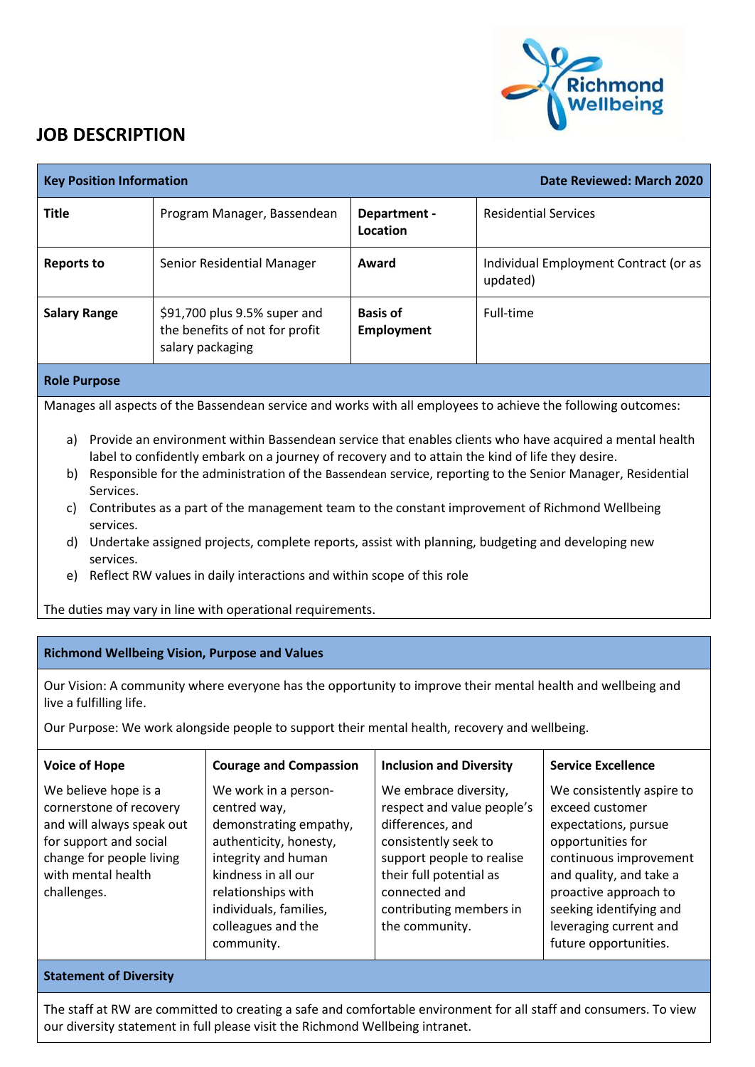# JOB DESCRIPTION

| Key Position Information | | | Date Reviewed: March 2020 |
|---|---|---|---|
| **Title** | Program Manager, Bassendean | **Department - Location** | Residential Services |
| **Reports to** | Senior Residential Manager | **Award** | Individual Employment Contract (or as updated) |
| **Salary Range** | $91,700 plus 9.5% super and the benefits of not for profit salary packaging | **Basis of Employment** | Full-time |

## Role Purpose

Manages all aspects of the Bassendean service and works with all employees to achieve the following outcomes:

a) Provide an environment within Bassendean service that enables clients who have acquired a mental health label to confidently embark on a journey of recovery and to attain the kind of life they desire.
b) Responsible for the administration of the Bassendean service, reporting to the Senior Manager, Residential Services.
c) Contributes as a part of the management team to the constant improvement of Richmond Wellbeing services.
d) Undertake assigned projects, complete reports, assist with planning, budgeting and developing new services.
e) Reflect RW values in daily interactions and within scope of this role

The duties may vary in line with operational requirements.

## Richmond Wellbeing Vision, Purpose and Values

Our Vision: A community where everyone has the opportunity to improve their mental health and wellbeing and live a fulfilling life.

Our Purpose: We work alongside people to support their mental health, recovery and wellbeing.

| Voice of Hope | Courage and Compassion | Inclusion and Diversity | Service Excellence |
|---|---|---|---|
| We believe hope is a cornerstone of recovery and will always speak out for support and social change for people living with mental health challenges. | We work in a person-centred way, demonstrating empathy, authenticity, honesty, integrity and human kindness in all our relationships with individuals, families, colleagues and the community. | We embrace diversity, respect and value people's differences, and consistently seek to support people to realise their full potential as connected and contributing members in the community. | We consistently aspire to exceed customer expectations, pursue opportunities for continuous improvement and quality, and take a proactive approach to seeking identifying and leveraging current and future opportunities. |

## Statement of Diversity

The staff at RW are committed to creating a safe and comfortable environment for all staff and consumers. To view our diversity statement in full please visit the Richmond Wellbeing intranet.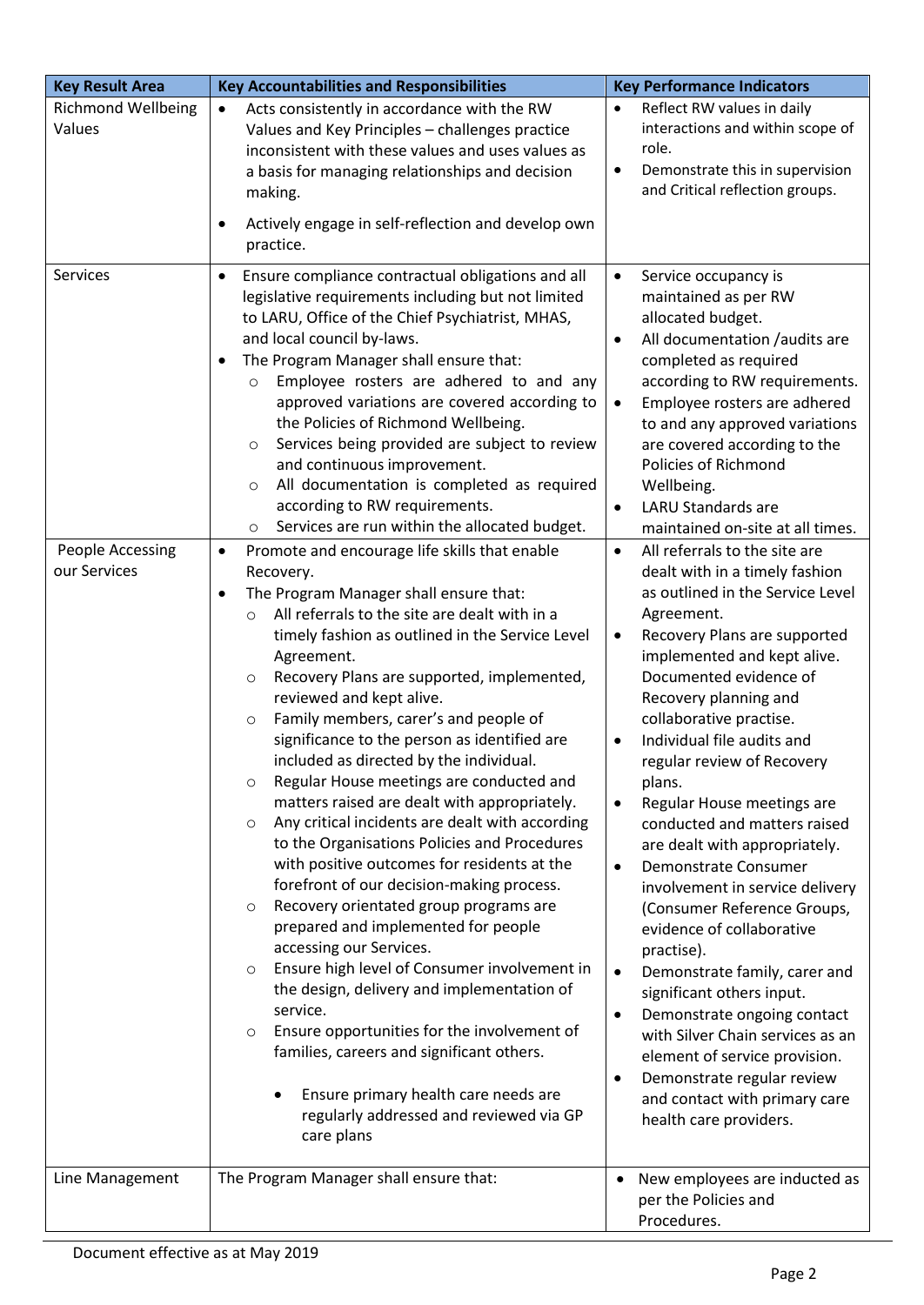| Key Result Area | Key Accountabilities and Responsibilities | Key Performance Indicators |
|---|---|---|
| Richmond Wellbeing Values | • Acts consistently in accordance with the RW Values and Key Principles – challenges practice inconsistent with these values and uses values as a basis for managing relationships and decision making.<br>• Actively engage in self-reflection and develop own practice. | • Reflect RW values in daily interactions and within scope of role.<br>• Demonstrate this in supervision and Critical reflection groups. |
| Services | • Ensure compliance contractual obligations and all legislative requirements including but not limited to LARU, Office of the Chief Psychiatrist, MHAS, and local council by-laws.<br>• The Program Manager shall ensure that:<br>  ○ Employee rosters are adhered to and any approved variations are covered according to the Policies of Richmond Wellbeing.<br>  ○ Services being provided are subject to review and continuous improvement.<br>  ○ All documentation is completed as required according to RW requirements.<br>  ○ Services are run within the allocated budget. | • Service occupancy is maintained as per RW allocated budget.<br>• All documentation /audits are completed as required according to RW requirements.<br>• Employee rosters are adhered to and any approved variations are covered according to the Policies of Richmond Wellbeing.<br>• LARU Standards are maintained on-site at all times. |
| People Accessing our Services | • Promote and encourage life skills that enable Recovery.<br>• The Program Manager shall ensure that:<br>  ○ All referrals to the site are dealt with in a timely fashion as outlined in the Service Level Agreement.<br>  ○ Recovery Plans are supported, implemented, reviewed and kept alive.<br>  ○ Family members, carer's and people of significance to the person as identified are included as directed by the individual.<br>  ○ Regular House meetings are conducted and matters raised are dealt with appropriately.<br>  ○ Any critical incidents are dealt with according to the Organisations Policies and Procedures with positive outcomes for residents at the forefront of our decision-making process.<br>  ○ Recovery orientated group programs are prepared and implemented for people accessing our Services.<br>  ○ Ensure high level of Consumer involvement in the design, delivery and implementation of service.<br>  ○ Ensure opportunities for the involvement of families, careers and significant others.<br>    • Ensure primary health care needs are regularly addressed and reviewed via GP care plans | • All referrals to the site are dealt with in a timely fashion as outlined in the Service Level Agreement.<br>• Recovery Plans are supported implemented and kept alive. Documented evidence of Recovery planning and collaborative practise.<br>• Individual file audits and regular review of Recovery plans.<br>• Regular House meetings are conducted and matters raised are dealt with appropriately.<br>• Demonstrate Consumer involvement in service delivery (Consumer Reference Groups, evidence of collaborative practise).<br>• Demonstrate family, carer and significant others input.<br>• Demonstrate ongoing contact with Silver Chain services as an element of service provision.<br>• Demonstrate regular review and contact with primary care health care providers. |
| Line Management | The Program Manager shall ensure that: | • New employees are inducted as per the Policies and Procedures. |

Document effective as at May 2019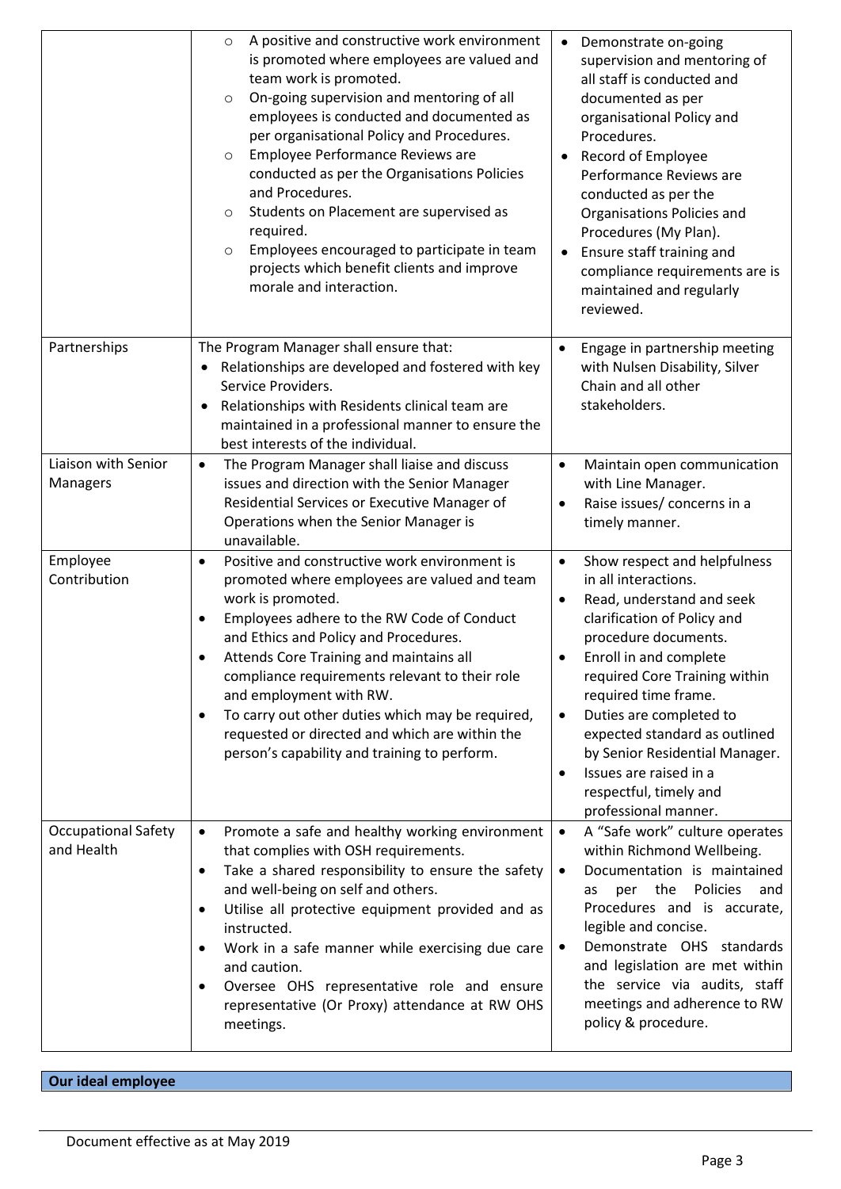| | | |
|---|---|---|
| | ○ A positive and constructive work environment is promoted where employees are valued and team work is promoted.<br>○ On-going supervision and mentoring of all employees is conducted and documented as per organisational Policy and Procedures.<br>○ Employee Performance Reviews are conducted as per the Organisations Policies and Procedures.<br>○ Students on Placement are supervised as required.<br>○ Employees encouraged to participate in team projects which benefit clients and improve morale and interaction. | • Demonstrate on-going supervision and mentoring of all staff is conducted and documented as per organisational Policy and Procedures.<br>• Record of Employee Performance Reviews are conducted as per the Organisations Policies and Procedures (My Plan).<br>• Ensure staff training and compliance requirements are is maintained and regularly reviewed. |
| Partnerships | The Program Manager shall ensure that:<br>• Relationships are developed and fostered with key Service Providers.<br>• Relationships with Residents clinical team are maintained in a professional manner to ensure the best interests of the individual. | • Engage in partnership meeting with Nulsen Disability, Silver Chain and all other stakeholders. |
| Liaison with Senior Managers | • The Program Manager shall liaise and discuss issues and direction with the Senior Manager Residential Services or Executive Manager of Operations when the Senior Manager is unavailable. | • Maintain open communication with Line Manager.<br>• Raise issues/ concerns in a timely manner. |
| Employee Contribution | • Positive and constructive work environment is promoted where employees are valued and team work is promoted.<br>• Employees adhere to the RW Code of Conduct and Ethics and Policy and Procedures.<br>• Attends Core Training and maintains all compliance requirements relevant to their role and employment with RW.<br>• To carry out other duties which may be required, requested or directed and which are within the person's capability and training to perform. | • Show respect and helpfulness in all interactions.<br>• Read, understand and seek clarification of Policy and procedure documents.<br>• Enroll in and complete required Core Training within required time frame.<br>• Duties are completed to expected standard as outlined by Senior Residential Manager.<br>• Issues are raised in a respectful, timely and professional manner. |
| Occupational Safety and Health | • Promote a safe and healthy working environment that complies with OSH requirements.<br>• Take a shared responsibility to ensure the safety and well-being on self and others.<br>• Utilise all protective equipment provided and as instructed.<br>• Work in a safe manner while exercising due care and caution.<br>• Oversee OHS representative role and ensure representative (Or Proxy) attendance at RW OHS meetings. | • A "Safe work" culture operates within Richmond Wellbeing.<br>• Documentation is maintained as per the Policies and Procedures and is accurate, legible and concise.<br>• Demonstrate OHS standards and legislation are met within the service via audits, staff meetings and adherence to RW policy & procedure. |

**Our ideal employee**

Document effective as at May 2019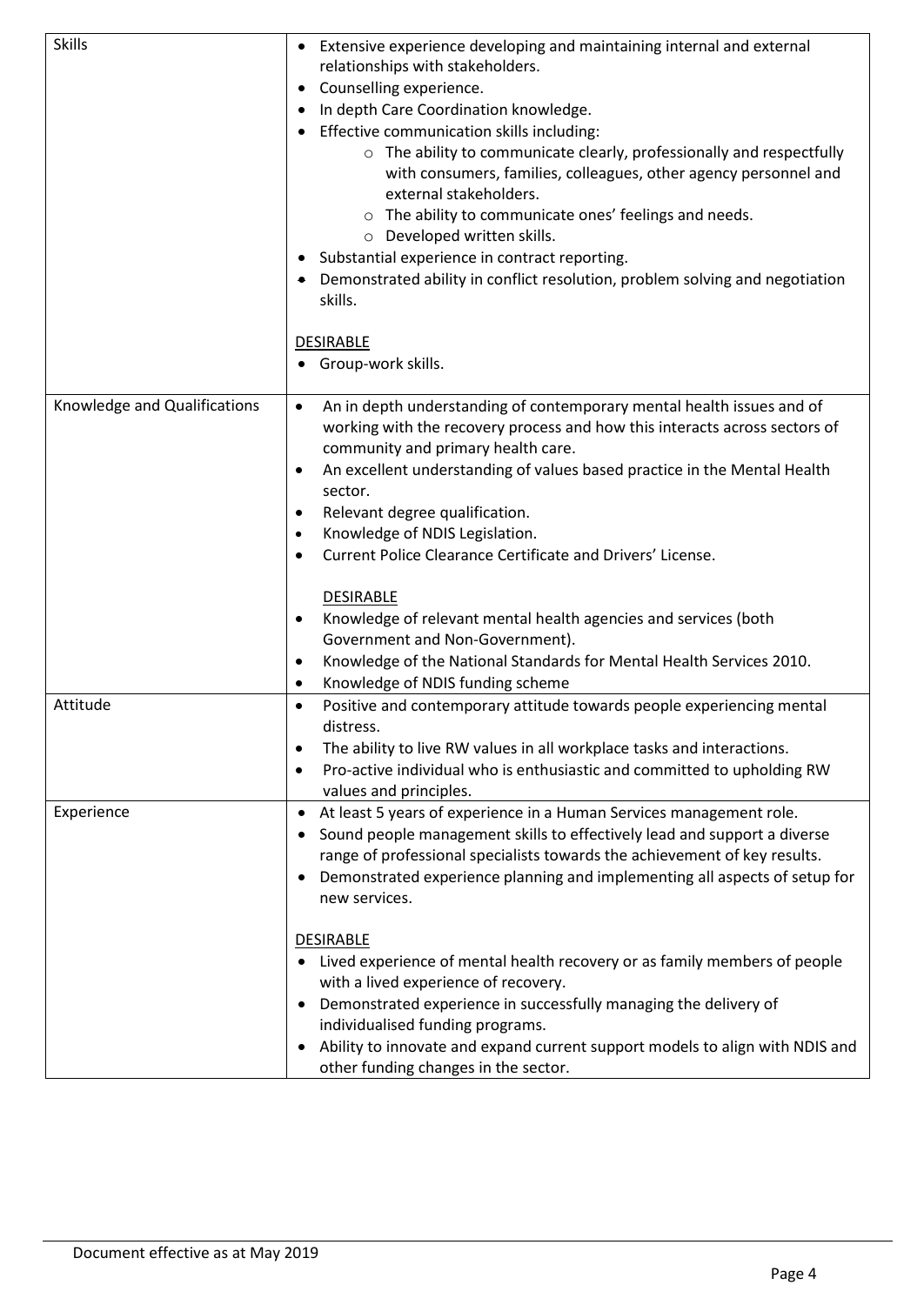| | |
|---|---|
| Skills | • Extensive experience developing and maintaining internal and external relationships with stakeholders.<br>• Counselling experience.<br>• In depth Care Coordination knowledge.<br>• Effective communication skills including:<br>  ○ The ability to communicate clearly, professionally and respectfully with consumers, families, colleagues, other agency personnel and external stakeholders.<br>  ○ The ability to communicate ones' feelings and needs.<br>  ○ Developed written skills.<br>• Substantial experience in contract reporting.<br>• Demonstrated ability in conflict resolution, problem solving and negotiation skills.<br><br><u>DESIRABLE</u><br>• Group-work skills. |
| Knowledge and Qualifications | • An in depth understanding of contemporary mental health issues and of working with the recovery process and how this interacts across sectors of community and primary health care.<br>• An excellent understanding of values based practice in the Mental Health sector.<br>• Relevant degree qualification.<br>• Knowledge of NDIS Legislation.<br>• Current Police Clearance Certificate and Drivers' License.<br><br><u>DESIRABLE</u><br>• Knowledge of relevant mental health agencies and services (both Government and Non-Government).<br>• Knowledge of the National Standards for Mental Health Services 2010.<br>• Knowledge of NDIS funding scheme |
| Attitude | • Positive and contemporary attitude towards people experiencing mental distress.<br>• The ability to live RW values in all workplace tasks and interactions.<br>• Pro-active individual who is enthusiastic and committed to upholding RW values and principles. |
| Experience | • At least 5 years of experience in a Human Services management role.<br>• Sound people management skills to effectively lead and support a diverse range of professional specialists towards the achievement of key results.<br>• Demonstrated experience planning and implementing all aspects of setup for new services.<br><br><u>DESIRABLE</u><br>• Lived experience of mental health recovery or as family members of people with a lived experience of recovery.<br>• Demonstrated experience in successfully managing the delivery of individualised funding programs.<br>• Ability to innovate and expand current support models to align with NDIS and other funding changes in the sector. |

Document effective as at May 2019